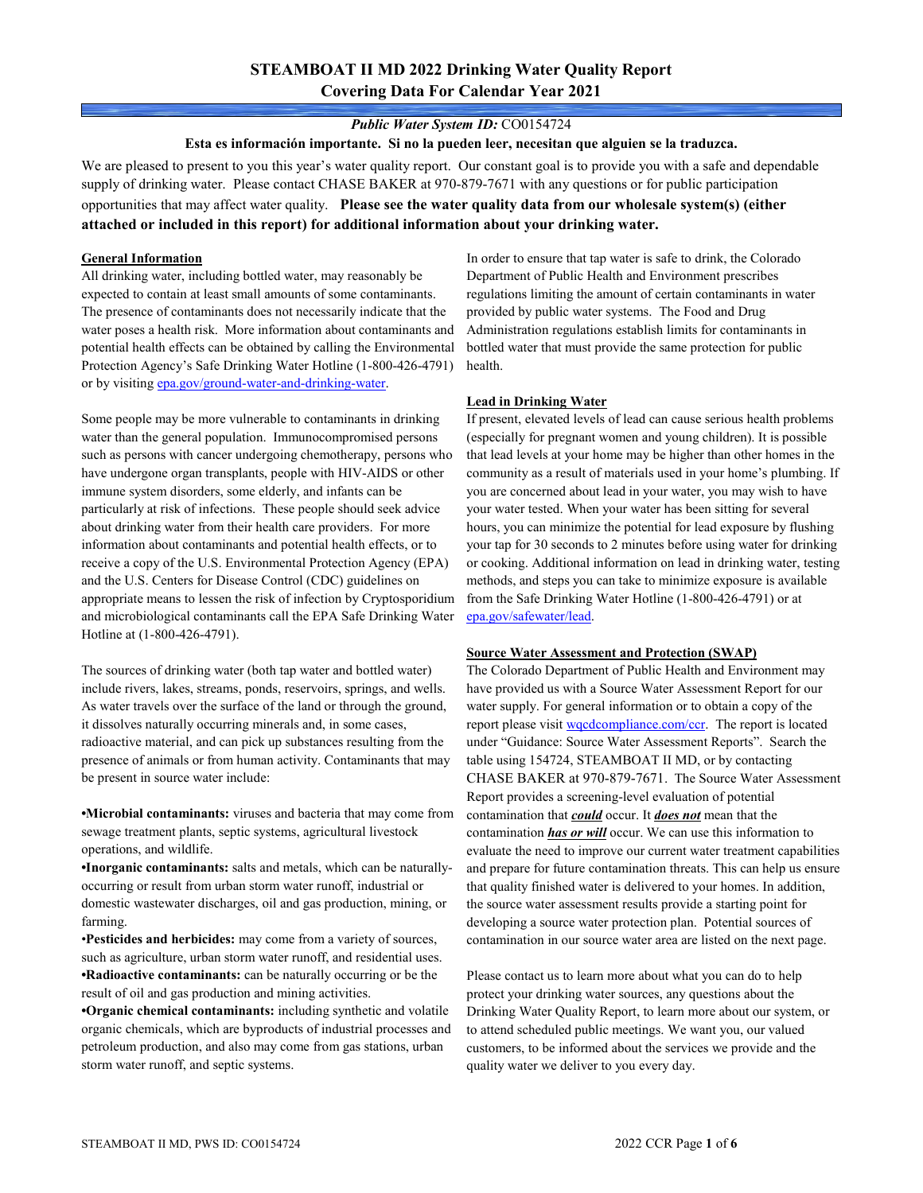# STEAMBOAT II MD 2022 Drinking Water Quality Report
## Covering Data For Calendar Year 2021

***Public Water System ID:*** CO0154724

**Esta es información importante. Si no la pueden leer, necesitan que alguien se la traduzca.**

We are pleased to present to you this year's water quality report. Our constant goal is to provide you with a safe and dependable supply of drinking water. Please contact CHASE BAKER at 970-879-7671 with any questions or for public participation opportunities that may affect water quality. **Please see the water quality data from our wholesale system(s) (either attached or included in this report) for additional information about your drinking water.**

### General Information

All drinking water, including bottled water, may reasonably be expected to contain at least small amounts of some contaminants. The presence of contaminants does not necessarily indicate that the water poses a health risk. More information about contaminants and potential health effects can be obtained by calling the Environmental Protection Agency's Safe Drinking Water Hotline (1-800-426-4791) or by visiting epa.gov/ground-water-and-drinking-water.

Some people may be more vulnerable to contaminants in drinking water than the general population. Immunocompromised persons such as persons with cancer undergoing chemotherapy, persons who have undergone organ transplants, people with HIV-AIDS or other immune system disorders, some elderly, and infants can be particularly at risk of infections. These people should seek advice about drinking water from their health care providers. For more information about contaminants and potential health effects, or to receive a copy of the U.S. Environmental Protection Agency (EPA) and the U.S. Centers for Disease Control (CDC) guidelines on appropriate means to lessen the risk of infection by Cryptosporidium and microbiological contaminants call the EPA Safe Drinking Water Hotline at (1-800-426-4791).

The sources of drinking water (both tap water and bottled water) include rivers, lakes, streams, ponds, reservoirs, springs, and wells. As water travels over the surface of the land or through the ground, it dissolves naturally occurring minerals and, in some cases, radioactive material, and can pick up substances resulting from the presence of animals or from human activity. Contaminants that may be present in source water include:

- **Microbial contaminants:** viruses and bacteria that may come from sewage treatment plants, septic systems, agricultural livestock operations, and wildlife.
- **Inorganic contaminants:** salts and metals, which can be naturally-occurring or result from urban storm water runoff, industrial or domestic wastewater discharges, oil and gas production, mining, or farming.
- **Pesticides and herbicides:** may come from a variety of sources, such as agriculture, urban storm water runoff, and residential uses.
- **Radioactive contaminants:** can be naturally occurring or be the result of oil and gas production and mining activities.
- **Organic chemical contaminants:** including synthetic and volatile organic chemicals, which are byproducts of industrial processes and petroleum production, and also may come from gas stations, urban storm water runoff, and septic systems.

In order to ensure that tap water is safe to drink, the Colorado Department of Public Health and Environment prescribes regulations limiting the amount of certain contaminants in water provided by public water systems. The Food and Drug Administration regulations establish limits for contaminants in bottled water that must provide the same protection for public health.

### Lead in Drinking Water

If present, elevated levels of lead can cause serious health problems (especially for pregnant women and young children). It is possible that lead levels at your home may be higher than other homes in the community as a result of materials used in your home's plumbing. If you are concerned about lead in your water, you may wish to have your water tested. When your water has been sitting for several hours, you can minimize the potential for lead exposure by flushing your tap for 30 seconds to 2 minutes before using water for drinking or cooking. Additional information on lead in drinking water, testing methods, and steps you can take to minimize exposure is available from the Safe Drinking Water Hotline (1-800-426-4791) or at epa.gov/safewater/lead.

### Source Water Assessment and Protection (SWAP)

The Colorado Department of Public Health and Environment may have provided us with a Source Water Assessment Report for our water supply. For general information or to obtain a copy of the report please visit wqcdcompliance.com/ccr. The report is located under "Guidance: Source Water Assessment Reports". Search the table using 154724, STEAMBOAT II MD, or by contacting CHASE BAKER at 970-879-7671. The Source Water Assessment Report provides a screening-level evaluation of potential contamination that ***could*** occur. It ***does not*** mean that the contamination ***has or will*** occur. We can use this information to evaluate the need to improve our current water treatment capabilities and prepare for future contamination threats. This can help us ensure that quality finished water is delivered to your homes. In addition, the source water assessment results provide a starting point for developing a source water protection plan. Potential sources of contamination in our source water area are listed on the next page.

Please contact us to learn more about what you can do to help protect your drinking water sources, any questions about the Drinking Water Quality Report, to learn more about our system, or to attend scheduled public meetings. We want you, our valued customers, to be informed about the services we provide and the quality water we deliver to you every day.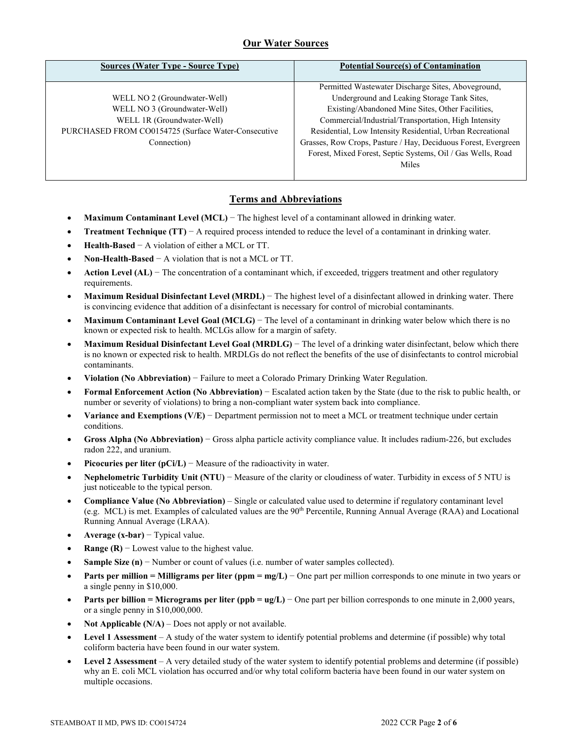## Our Water Sources

| Sources (Water Type - Source Type) | Potential Source(s) of Contamination |
| --- | --- |
| WELL NO 2 (Groundwater-Well)<br>WELL NO 3 (Groundwater-Well)<br>WELL 1R (Groundwater-Well)<br>PURCHASED FROM CO0154725 (Surface Water-Consecutive Connection) | Permitted Wastewater Discharge Sites, Aboveground, Underground and Leaking Storage Tank Sites, Existing/Abandoned Mine Sites, Other Facilities, Commercial/Industrial/Transportation, High Intensity Residential, Low Intensity Residential, Urban Recreational Grasses, Row Crops, Pasture / Hay, Deciduous Forest, Evergreen Forest, Mixed Forest, Septic Systems, Oil / Gas Wells, Road Miles |

## Terms and Abbreviations

- **Maximum Contaminant Level (MCL)** − The highest level of a contaminant allowed in drinking water.
- **Treatment Technique (TT)** − A required process intended to reduce the level of a contaminant in drinking water.
- **Health-Based** − A violation of either a MCL or TT.
- **Non-Health-Based** − A violation that is not a MCL or TT.
- **Action Level (AL)** − The concentration of a contaminant which, if exceeded, triggers treatment and other regulatory requirements.
- **Maximum Residual Disinfectant Level (MRDL)** − The highest level of a disinfectant allowed in drinking water. There is convincing evidence that addition of a disinfectant is necessary for control of microbial contaminants.
- **Maximum Contaminant Level Goal (MCLG)** − The level of a contaminant in drinking water below which there is no known or expected risk to health. MCLGs allow for a margin of safety.
- **Maximum Residual Disinfectant Level Goal (MRDLG)** − The level of a drinking water disinfectant, below which there is no known or expected risk to health. MRDLGs do not reflect the benefits of the use of disinfectants to control microbial contaminants.
- **Violation (No Abbreviation)** − Failure to meet a Colorado Primary Drinking Water Regulation.
- **Formal Enforcement Action (No Abbreviation)** − Escalated action taken by the State (due to the risk to public health, or number or severity of violations) to bring a non-compliant water system back into compliance.
- **Variance and Exemptions (V/E)** − Department permission not to meet a MCL or treatment technique under certain conditions.
- **Gross Alpha (No Abbreviation)** − Gross alpha particle activity compliance value. It includes radium-226, but excludes radon 222, and uranium.
- **Picocuries per liter (pCi/L)** − Measure of the radioactivity in water.
- **Nephelometric Turbidity Unit (NTU)** − Measure of the clarity or cloudiness of water. Turbidity in excess of 5 NTU is just noticeable to the typical person.
- **Compliance Value (No Abbreviation)** – Single or calculated value used to determine if regulatory contaminant level (e.g. MCL) is met. Examples of calculated values are the 90th Percentile, Running Annual Average (RAA) and Locational Running Annual Average (LRAA).
- **Average (x-bar)** − Typical value.
- **Range (R)** − Lowest value to the highest value.
- **Sample Size (n)** − Number or count of values (i.e. number of water samples collected).
- **Parts per million = Milligrams per liter (ppm = mg/L)** − One part per million corresponds to one minute in two years or a single penny in $10,000.
- **Parts per billion = Micrograms per liter (ppb = ug/L)** − One part per billion corresponds to one minute in 2,000 years, or a single penny in $10,000,000.
- **Not Applicable (N/A)** – Does not apply or not available.
- **Level 1 Assessment** – A study of the water system to identify potential problems and determine (if possible) why total coliform bacteria have been found in our water system.
- **Level 2 Assessment** – A very detailed study of the water system to identify potential problems and determine (if possible) why an E. coli MCL violation has occurred and/or why total coliform bacteria have been found in our water system on multiple occasions.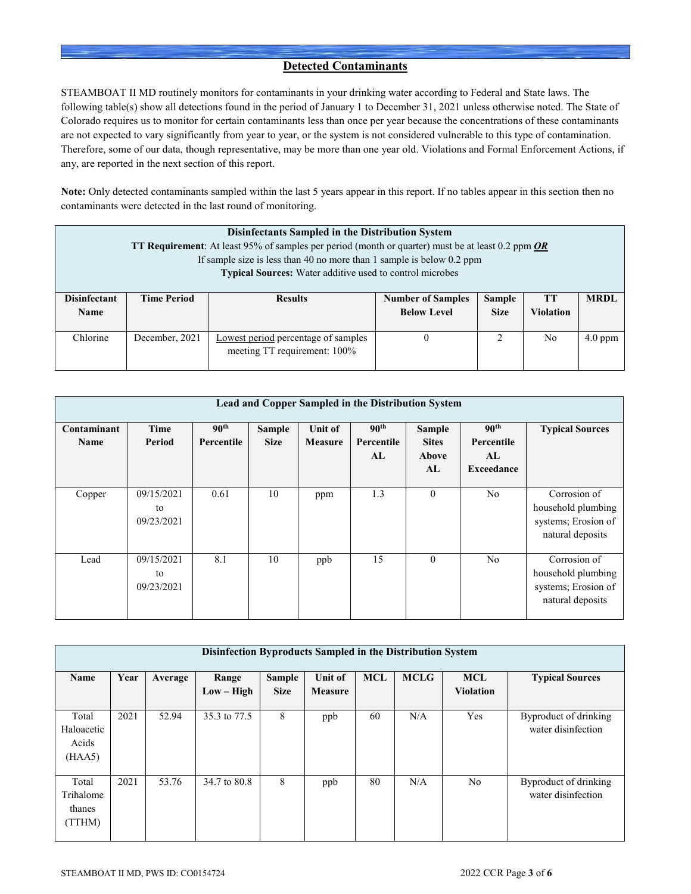## Detected Contaminants

STEAMBOAT II MD routinely monitors for contaminants in your drinking water according to Federal and State laws. The following table(s) show all detections found in the period of January 1 to December 31, 2021 unless otherwise noted. The State of Colorado requires us to monitor for certain contaminants less than once per year because the concentrations of these contaminants are not expected to vary significantly from year to year, or the system is not considered vulnerable to this type of contamination. Therefore, some of our data, though representative, may be more than one year old. Violations and Formal Enforcement Actions, if any, are reported in the next section of this report.

**Note:** Only detected contaminants sampled within the last 5 years appear in this report. If no tables appear in this section then no contaminants were detected in the last round of monitoring.

**Disinfectants Sampled in the Distribution System**
**TT Requirement**: At least 95% of samples per period (month or quarter) must be at least 0.2 ppm ***OR***
If sample size is less than 40 no more than 1 sample is below 0.2 ppm
**Typical Sources:** Water additive used to control microbes

| Disinfectant Name | Time Period | Results | Number of Samples Below Level | Sample Size | TT Violation | MRDL |
|---|---|---|---|---|---|---|
| Chlorine | December, 2021 | Lowest period percentage of samples meeting TT requirement: 100% | 0 | 2 | No | 4.0 ppm |

**Lead and Copper Sampled in the Distribution System**

| Contaminant Name | Time Period | 90th Percentile | Sample Size | Unit of Measure | 90th Percentile AL | Sample Sites Above AL | 90th Percentile AL Exceedance | Typical Sources |
|---|---|---|---|---|---|---|---|---|
| Copper | 09/15/2021 to 09/23/2021 | 0.61 | 10 | ppm | 1.3 | 0 | No | Corrosion of household plumbing systems; Erosion of natural deposits |
| Lead | 09/15/2021 to 09/23/2021 | 8.1 | 10 | ppb | 15 | 0 | No | Corrosion of household plumbing systems; Erosion of natural deposits |

**Disinfection Byproducts Sampled in the Distribution System**

| Name | Year | Average | Range Low – High | Sample Size | Unit of Measure | MCL | MCLG | MCL Violation | Typical Sources |
|---|---|---|---|---|---|---|---|---|---|
| Total Haloacetic Acids (HAA5) | 2021 | 52.94 | 35.3 to 77.5 | 8 | ppb | 60 | N/A | Yes | Byproduct of drinking water disinfection |
| Total Trihalomethanes (TTHM) | 2021 | 53.76 | 34.7 to 80.8 | 8 | ppb | 80 | N/A | No | Byproduct of drinking water disinfection |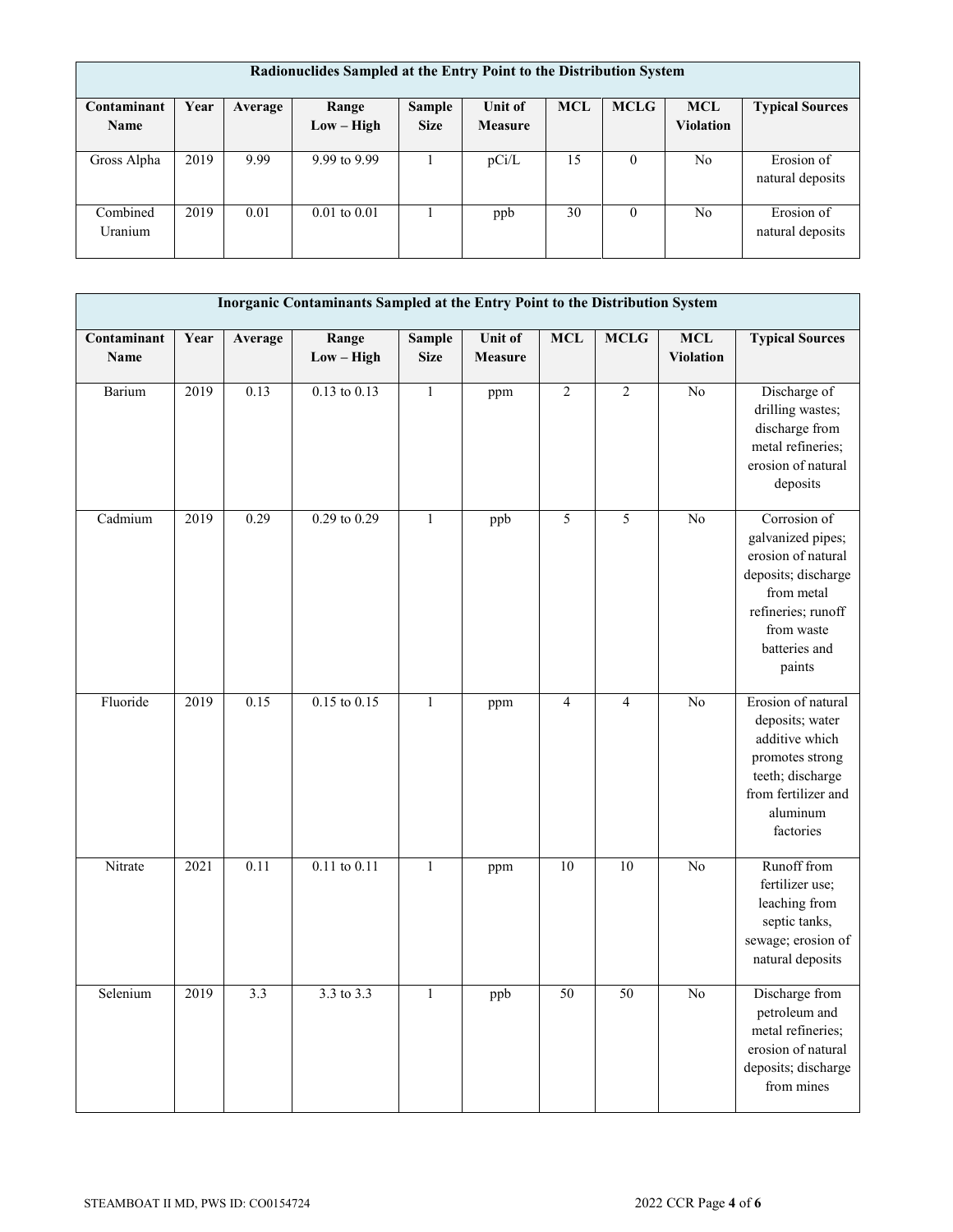| Radionuclides Sampled at the Entry Point to the Distribution System | | | | | | | | | |
|---|---|---|---|---|---|---|---|---|---|
| **Contaminant Name** | **Year** | **Average** | **Range Low – High** | **Sample Size** | **Unit of Measure** | **MCL** | **MCLG** | **MCL Violation** | **Typical Sources** |
| Gross Alpha | 2019 | 9.99 | 9.99 to 9.99 | 1 | pCi/L | 15 | 0 | No | Erosion of natural deposits |
| Combined Uranium | 2019 | 0.01 | 0.01 to 0.01 | 1 | ppb | 30 | 0 | No | Erosion of natural deposits |

| Inorganic Contaminants Sampled at the Entry Point to the Distribution System | | | | | | | | | |
|---|---|---|---|---|---|---|---|---|---|
| **Contaminant Name** | **Year** | **Average** | **Range Low – High** | **Sample Size** | **Unit of Measure** | **MCL** | **MCLG** | **MCL Violation** | **Typical Sources** |
| Barium | 2019 | 0.13 | 0.13 to 0.13 | 1 | ppm | 2 | 2 | No | Discharge of drilling wastes; discharge from metal refineries; erosion of natural deposits |
| Cadmium | 2019 | 0.29 | 0.29 to 0.29 | 1 | ppb | 5 | 5 | No | Corrosion of galvanized pipes; erosion of natural deposits; discharge from metal refineries; runoff from waste batteries and paints |
| Fluoride | 2019 | 0.15 | 0.15 to 0.15 | 1 | ppm | 4 | 4 | No | Erosion of natural deposits; water additive which promotes strong teeth; discharge from fertilizer and aluminum factories |
| Nitrate | 2021 | 0.11 | 0.11 to 0.11 | 1 | ppm | 10 | 10 | No | Runoff from fertilizer use; leaching from septic tanks, sewage; erosion of natural deposits |
| Selenium | 2019 | 3.3 | 3.3 to 3.3 | 1 | ppb | 50 | 50 | No | Discharge from petroleum and metal refineries; erosion of natural deposits; discharge from mines |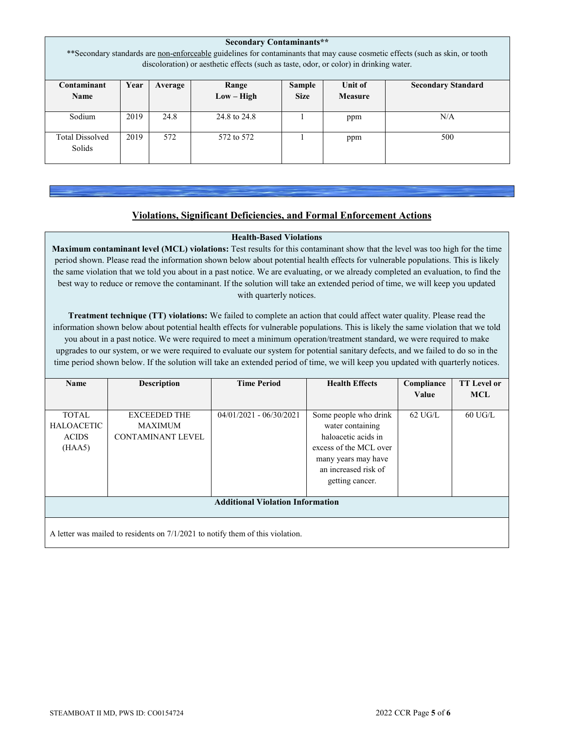**Secondary Contaminants****

**Secondary standards are non-enforceable guidelines for contaminants that may cause cosmetic effects (such as skin, or tooth discoloration) or aesthetic effects (such as taste, odor, or color) in drinking water.

| Contaminant Name | Year | Average | Range Low – High | Sample Size | Unit of Measure | Secondary Standard |
|---|---|---|---|---|---|---|
| Sodium | 2019 | 24.8 | 24.8 to 24.8 | 1 | ppm | N/A |
| Total Dissolved Solids | 2019 | 572 | 572 to 572 | 1 | ppm | 500 |

## Violations, Significant Deficiencies, and Formal Enforcement Actions

**Health-Based Violations**

**Maximum contaminant level (MCL) violations:** Test results for this contaminant show that the level was too high for the time period shown. Please read the information shown below about potential health effects for vulnerable populations. This is likely the same violation that we told you about in a past notice. We are evaluating, or we already completed an evaluation, to find the best way to reduce or remove the contaminant. If the solution will take an extended period of time, we will keep you updated with quarterly notices.

**Treatment technique (TT) violations:** We failed to complete an action that could affect water quality. Please read the information shown below about potential health effects for vulnerable populations. This is likely the same violation that we told you about in a past notice. We were required to meet a minimum operation/treatment standard, we were required to make upgrades to our system, or we were required to evaluate our system for potential sanitary defects, and we failed to do so in the time period shown below. If the solution will take an extended period of time, we will keep you updated with quarterly notices.

| Name | Description | Time Period | Health Effects | Compliance Value | TT Level or MCL |
|---|---|---|---|---|---|
| TOTAL HALOACETIC ACIDS (HAA5) | EXCEEDED THE MAXIMUM CONTAMINANT LEVEL | 04/01/2021 - 06/30/2021 | Some people who drink water containing haloacetic acids in excess of the MCL over many years may have an increased risk of getting cancer. | 62 UG/L | 60 UG/L |

**Additional Violation Information**

A letter was mailed to residents on 7/1/2021 to notify them of this violation.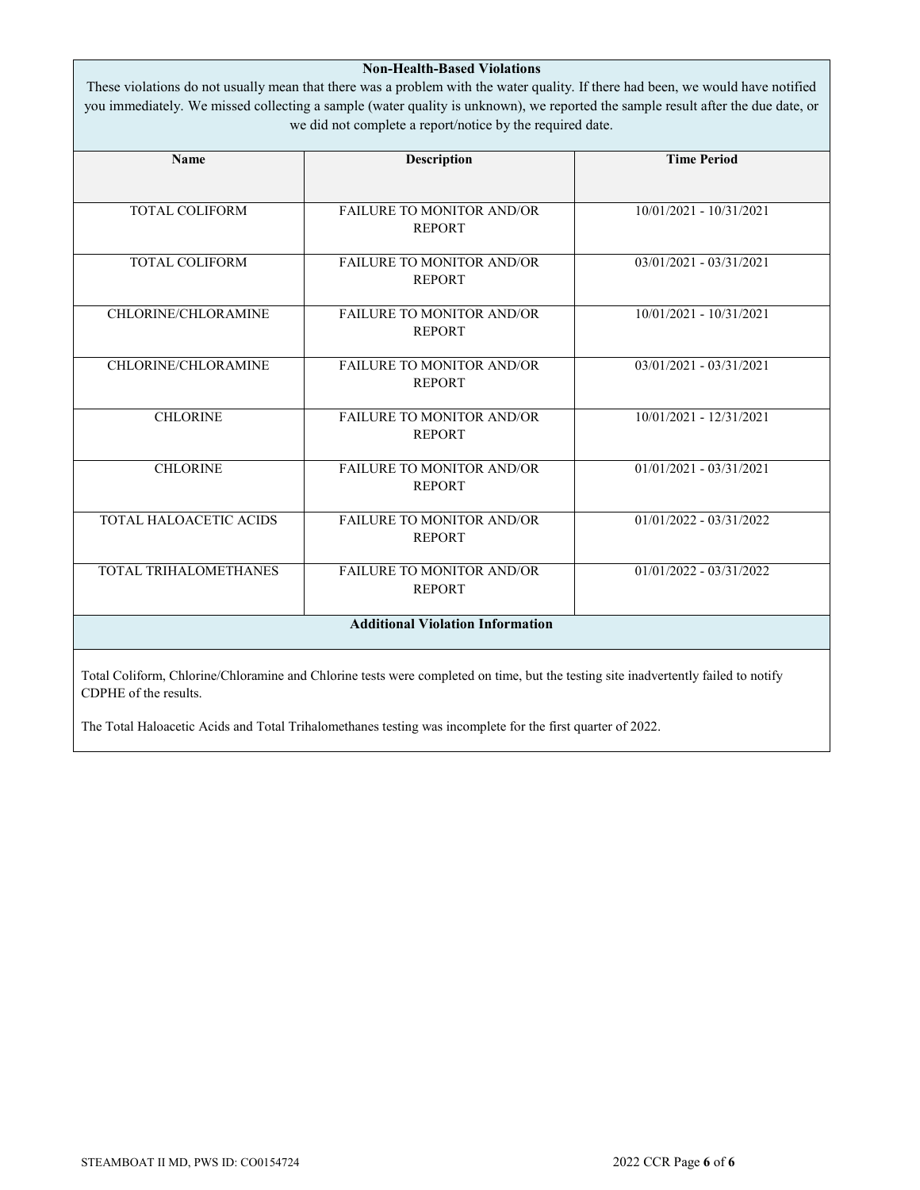### Non-Health-Based Violations

These violations do not usually mean that there was a problem with the water quality. If there had been, we would have notified you immediately. We missed collecting a sample (water quality is unknown), we reported the sample result after the due date, or we did not complete a report/notice by the required date.

| Name | Description | Time Period |
|---|---|---|
| TOTAL COLIFORM | FAILURE TO MONITOR AND/OR REPORT | 10/01/2021 - 10/31/2021 |
| TOTAL COLIFORM | FAILURE TO MONITOR AND/OR REPORT | 03/01/2021 - 03/31/2021 |
| CHLORINE/CHLORAMINE | FAILURE TO MONITOR AND/OR REPORT | 10/01/2021 - 10/31/2021 |
| CHLORINE/CHLORAMINE | FAILURE TO MONITOR AND/OR REPORT | 03/01/2021 - 03/31/2021 |
| CHLORINE | FAILURE TO MONITOR AND/OR REPORT | 10/01/2021 - 12/31/2021 |
| CHLORINE | FAILURE TO MONITOR AND/OR REPORT | 01/01/2021 - 03/31/2021 |
| TOTAL HALOACETIC ACIDS | FAILURE TO MONITOR AND/OR REPORT | 01/01/2022 - 03/31/2022 |
| TOTAL TRIHALOMETHANES | FAILURE TO MONITOR AND/OR REPORT | 01/01/2022 - 03/31/2022 |

### Additional Violation Information

Total Coliform, Chlorine/Chloramine and Chlorine tests were completed on time, but the testing site inadvertently failed to notify CDPHE of the results.

The Total Haloacetic Acids and Total Trihalomethanes testing was incomplete for the first quarter of 2022.